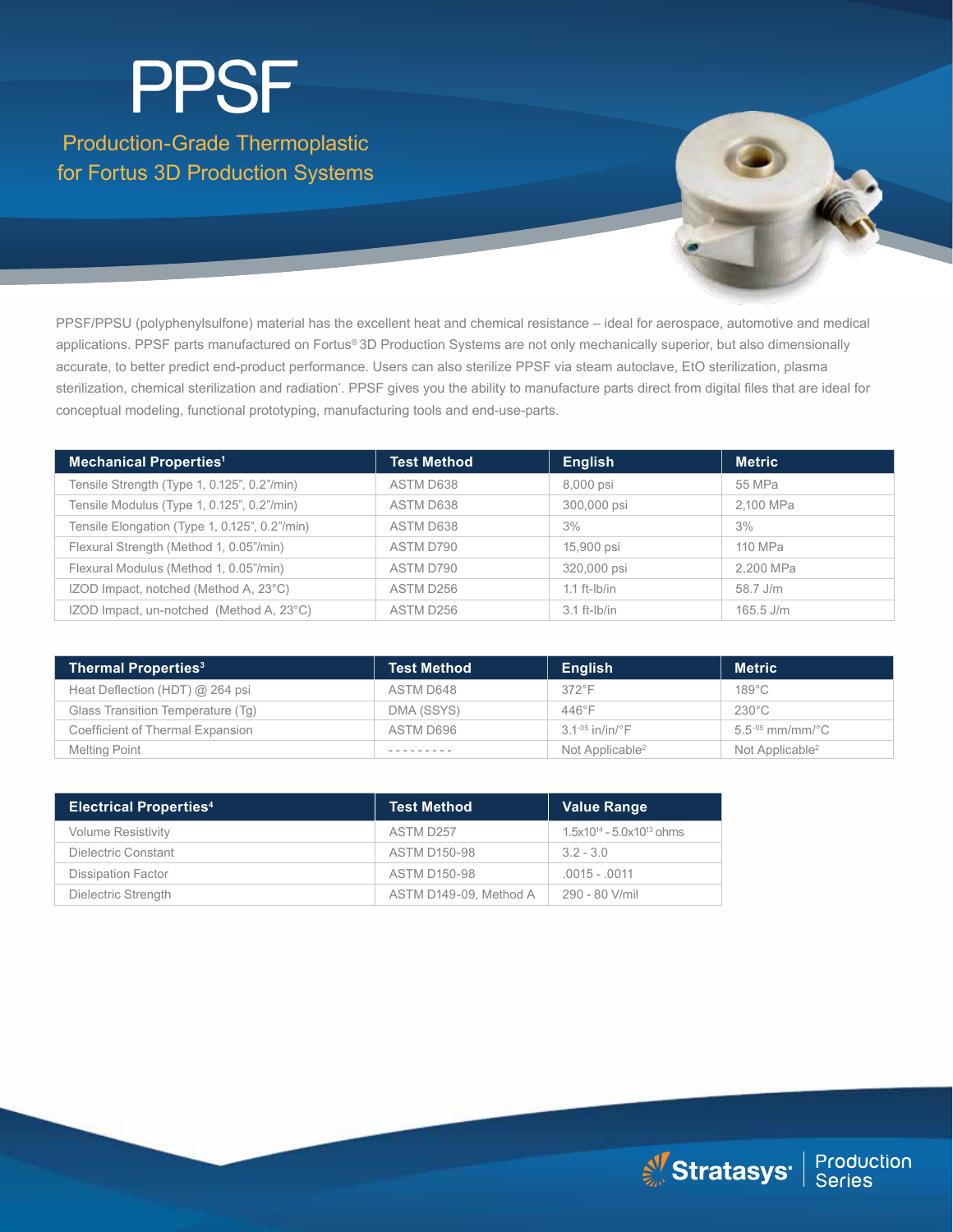# PPSF

## Production-Grade Thermoplastic for Fortus 3D Production Systems

PPSF/PPSU (polyphenylsulfone) material has the excellent heat and chemical resistance – ideal for aerospace, automotive and medical applications. PPSF parts manufactured on Fortus® 3D Production Systems are not only mechanically superior, but also dimensionally accurate, to better predict end-product performance. Users can also sterilize PPSF via steam autoclave, EtO sterilization, plasma sterilization, chemical sterilization and radiation*. PPSF gives you the ability to manufacture parts direct from digital files that are ideal for conceptual modeling, functional prototyping, manufacturing tools and end-use-parts.

| Mechanical Properties[1] | Test Method | English | Metric |
|---|---|---|---|
| Tensile Strength (Type 1, 0.125", 0.2"/min) | ASTM D638 | 8,000 psi | 55 MPa |
| Tensile Modulus (Type 1, 0.125", 0.2"/min) | ASTM D638 | 300,000 psi | 2,100 MPa |
| Tensile Elongation (Type 1, 0.125", 0.2"/min) | ASTM D638 | 3% | 3% |
| Flexural Strength (Method 1, 0.05"/min) | ASTM D790 | 15,900 psi | 110 MPa |
| Flexural Modulus (Method 1, 0.05"/min) | ASTM D790 | 320,000 psi | 2,200 MPa |
| IZOD Impact, notched (Method A, 23°C) | ASTM D256 | 1.1 ft-lb/in | 58.7 J/m |
| IZOD Impact, un-notched (Method A, 23°C) | ASTM D256 | 3.1 ft-lb/in | 165.5 J/m |

| Thermal Properties[3] | Test Method | English | Metric |
|---|---|---|---|
| Heat Deflection (HDT) @ 264 psi | ASTM D648 | 372°F | 189°C |
| Glass Transition Temperature (Tg) | DMA (SSYS) | 446°F | 230°C |
| Coefficient of Thermal Expansion | ASTM D696 | $3.1^{-05}$ in/in/°F | $5.5^{-05}$ mm/mm/°C |
| Melting Point | --------- | Not Applicable[2] | Not Applicable[2] |

| Electrical Properties[4] | Test Method | Value Range |
|---|---|---|
| Volume Resistivity | ASTM D257 | $1.5\times10^{14}$ - $5.0\times10^{13}$ ohms |
| Dielectric Constant | ASTM D150-98 | 3.2 - 3.0 |
| Dissipation Factor | ASTM D150-98 | .0015 - .0011 |
| Dielectric Strength | ASTM D149-09, Method A | 290 - 80 V/mil |

Stratasys | Production Series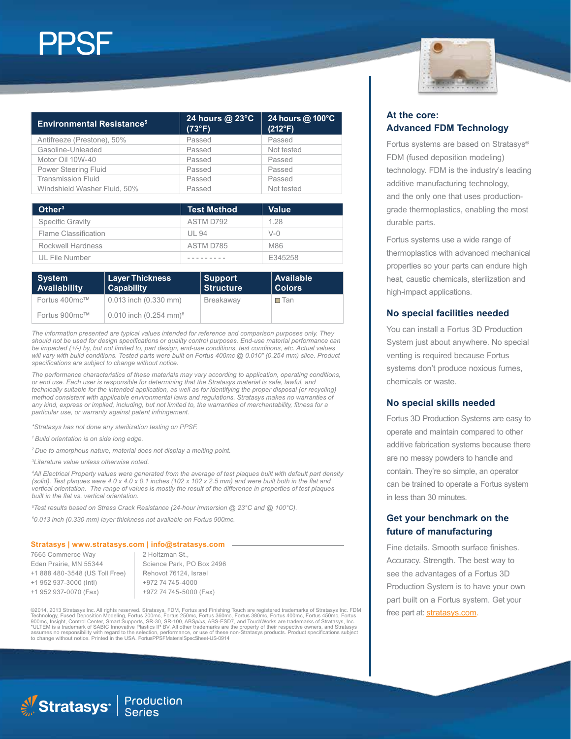# PPSF

| Environmental Resistance[5] | 24 hours @ 23°C (73°F) | 24 hours @ 100°C (212°F) |
|---|---|---|
| Antifreeze (Prestone), 50% | Passed | Passed |
| Gasoline-Unleaded | Passed | Not tested |
| Motor Oil 10W-40 | Passed | Passed |
| Power Steering Fluid | Passed | Passed |
| Transmission Fluid | Passed | Passed |
| Windshield Washer Fluid, 50% | Passed | Not tested |

| Other[3] | Test Method | Value |
|---|---|---|
| Specific Gravity | ASTM D792 | 1.28 |
| Flame Classification | UL 94 | V-0 |
| Rockwell Hardness | ASTM D785 | M86 |
| UL File Number | --------- | E345258 |

| System Availability | Layer Thickness Capability | Support Structure | Available Colors |
|---|---|---|---|
| Fortus 400mc™ | 0.013 inch (0.330 mm) | Breakaway | Tan |
| Fortus 900mc™ | 0.010 inch (0.254 mm)[6] | | |

*The information presented are typical values intended for reference and comparison purposes only. They should not be used for design specifications or quality control purposes. End-use material performance can be impacted (+/-) by, but not limited to, part design, end-use conditions, test conditions, etc. Actual values will vary with build conditions. Tested parts were built on Fortus 400mc @ 0.010" (0.254 mm) slice. Product specifications are subject to change without notice.*

*The performance characteristics of these materials may vary according to application, operating conditions, or end use. Each user is responsible for determining that the Stratasys material is safe, lawful, and technically suitable for the intended application, as well as for identifying the proper disposal (or recycling) method consistent with applicable environmental laws and regulations. Stratasys makes no warranties of any kind, express or implied, including, but not limited to, the warranties of merchantability, fitness for a particular use, or warranty against patent infringement.*

*\*Stratasys has not done any sterilization testing on PPSF.*

*[1] Build orientation is on side long edge.*

*[2] Due to amorphous nature, material does not display a melting point.*

*[3] Literature value unless otherwise noted.*

*[4] All Electrical Property values were generated from the average of test plaques built with default part density (solid). Test plaques were 4.0 x 4.0 x 0.1 inches (102 x 102 x 2.5 mm) and were built both in the flat and vertical orientation. The range of values is mostly the result of the difference in properties of test plaques built in the flat vs. vertical orientation.*

*[5] Test results based on Stress Crack Resistance (24-hour immersion @ 23°C and @ 100°C).*

*[6] 0.013 inch (0.330 mm) layer thickness not available on Fortus 900mc.*

**Stratasys | www.stratasys.com | info@stratasys.com**

7665 Commerce Way
Eden Prairie, MN 55344
+1 888 480-3548 (US Toll Free)
+1 952 937-3000 (Intl)
+1 952 937-0070 (Fax)

2 Holtzman St.,
Science Park, PO Box 2496
Rehovot 76124, Israel
+972 74 745-4000
+972 74 745-5000 (Fax)

©2014, 2013 Stratasys Inc. All rights reserved. Stratasys, FDM, Fortus and Finishing Touch are registered trademarks of Stratasys Inc. FDM Technology, Fused Deposition Modeling, Fortus 200mc, Fortus 250mc, Fortus 360mc, Fortus 380mc, Fortus 400mc, Fortus 450mc, Fortus 900mc, Insight, Control Center, Smart Supports, SR-30, SR-100, ABS*plus*, ABS-ESD7, and TouchWorks are trademarks of Stratasys, Inc. \*ULTEM is a trademark of SABIC Innovative Plastics IP BV. All other trademarks are the property of their respective owners, and Stratasys assumes no responsibility with regard to the selection, performance, or use of these non-Stratasys products. Product specifications subject to change without notice. Printed in the USA. FortusPPSFMaterialSpecSheet-US-0914

## At the core: Advanced FDM Technology

Fortus systems are based on Stratasys® FDM (fused deposition modeling) technology. FDM is the industry's leading additive manufacturing technology, and the only one that uses production-grade thermoplastics, enabling the most durable parts.

Fortus systems use a wide range of thermoplastics with advanced mechanical properties so your parts can endure high heat, caustic chemicals, sterilization and high-impact applications.

## No special facilities needed

You can install a Fortus 3D Production System just about anywhere. No special venting is required because Fortus systems don't produce noxious fumes, chemicals or waste.

## No special skills needed

Fortus 3D Production Systems are easy to operate and maintain compared to other additive fabrication systems because there are no messy powders to handle and contain. They're so simple, an operator can be trained to operate a Fortus system in less than 30 minutes.

## Get your benchmark on the future of manufacturing

Fine details. Smooth surface finishes. Accuracy. Strength. The best way to see the advantages of a Fortus 3D Production System is to have your own part built on a Fortus system. Get your free part at: stratasys.com.

Stratasys | Production Series